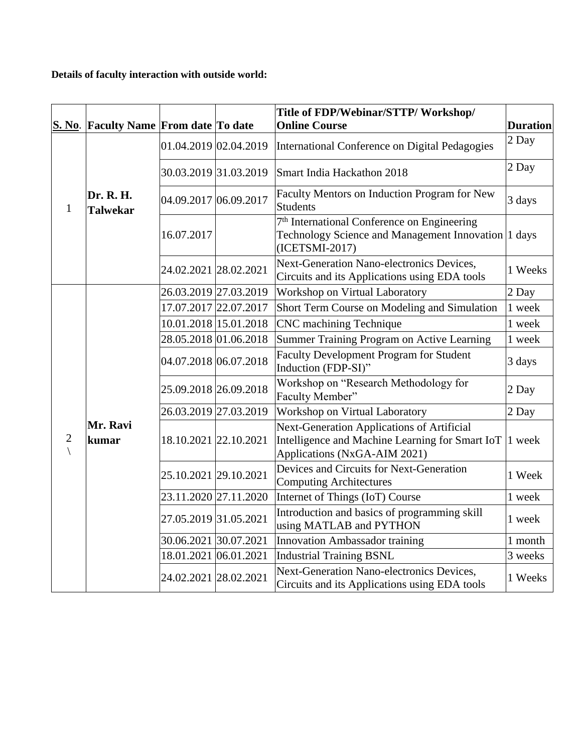**Details of faculty interaction with outside world:**

| S. No. | Faculty Name | From date | To date | Title of FDP/Webinar/STTP/ Workshop/ Online Course | Duration |
|---|---|---|---|---|---|
| 1 | Dr. R. H. Talwekar | 01.04.2019 | 02.04.2019 | International Conference on Digital Pedagogies | 2 Day |
| | | 30.03.2019 | 31.03.2019 | Smart India Hackathon 2018 | 2 Day |
| | | 04.09.2017 | 06.09.2017 | Faculty Mentors on Induction Program for New Students | 3 days |
| | | 16.07.2017 | | 7th International Conference on Engineering Technology Science and Management Innovation (ICETSMI-2017) | 1 days |
| | | 24.02.2021 | 28.02.2021 | Next-Generation Nano-electronics Devices, Circuits and its Applications using EDA tools | 1 Weeks |
| 2 \ | Mr. Ravi kumar | 26.03.2019 | 27.03.2019 | Workshop on Virtual Laboratory | 2 Day |
| | | 17.07.2017 | 22.07.2017 | Short Term Course on Modeling and Simulation | 1 week |
| | | 10.01.2018 | 15.01.2018 | CNC machining Technique | 1 week |
| | | 28.05.2018 | 01.06.2018 | Summer Training Program on Active Learning | 1 week |
| | | 04.07.2018 | 06.07.2018 | Faculty Development Program for Student Induction (FDP-SI)" | 3 days |
| | | 25.09.2018 | 26.09.2018 | Workshop on "Research Methodology for Faculty Member" | 2 Day |
| | | 26.03.2019 | 27.03.2019 | Workshop on Virtual Laboratory | 2 Day |
| | | 18.10.2021 | 22.10.2021 | Next-Generation Applications of Artificial Intelligence and Machine Learning for Smart IoT Applications (NxGA-AIM 2021) | 1 week |
| | | 25.10.2021 | 29.10.2021 | Devices and Circuits for Next-Generation Computing Architectures | 1 Week |
| | | 23.11.2020 | 27.11.2020 | Internet of Things (IoT) Course | 1 week |
| | | 27.05.2019 | 31.05.2021 | Introduction and basics of programming skill using MATLAB and PYTHON | 1 week |
| | | 30.06.2021 | 30.07.2021 | Innovation Ambassador training | 1 month |
| | | 18.01.2021 | 06.01.2021 | Industrial Training BSNL | 3 weeks |
| | | 24.02.2021 | 28.02.2021 | Next-Generation Nano-electronics Devices, Circuits and its Applications using EDA tools | 1 Weeks |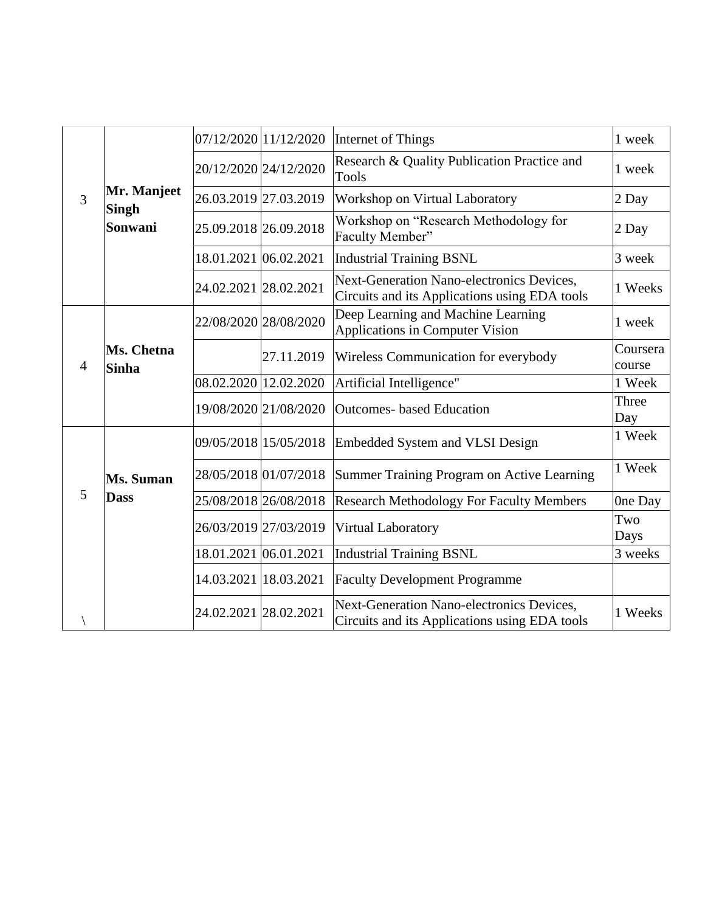| | | | | | |
|---|---|---|---|---|---|
| 3 | **Mr. Manjeet Singh Sonwani** | 07/12/2020 | 11/12/2020 | Internet of Things | 1 week |
| | | 20/12/2020 | 24/12/2020 | Research & Quality Publication Practice and Tools | 1 week |
| | | 26.03.2019 | 27.03.2019 | Workshop on Virtual Laboratory | 2 Day |
| | | 25.09.2018 | 26.09.2018 | Workshop on "Research Methodology for Faculty Member" | 2 Day |
| | | 18.01.2021 | 06.02.2021 | Industrial Training BSNL | 3 week |
| | | 24.02.2021 | 28.02.2021 | Next-Generation Nano-electronics Devices, Circuits and its Applications using EDA tools | 1 Weeks |
| 4 | **Ms. Chetna Sinha** | 22/08/2020 | 28/08/2020 | Deep Learning and Machine Learning Applications in Computer Vision | 1 week |
| | | | 27.11.2019 | Wireless Communication for everybody | Coursera course |
| | | 08.02.2020 | 12.02.2020 | Artificial Intelligence" | 1 Week |
| | | 19/08/2020 | 21/08/2020 | Outcomes- based Education | Three Day |
| 5 | **Ms. Suman Dass** | 09/05/2018 | 15/05/2018 | Embedded System and VLSI Design | 1 Week |
| | | 28/05/2018 | 01/07/2018 | Summer Training Program on Active Learning | 1 Week |
| | | 25/08/2018 | 26/08/2018 | Research Methodology For Faculty Members | 0ne Day |
| | | 26/03/2019 | 27/03/2019 | Virtual Laboratory | Two Days |
| | | 18.01.2021 | 06.01.2021 | Industrial Training BSNL | 3 weeks |
| | | 14.03.2021 | 18.03.2021 | Faculty Development Programme | |
| \ | | 24.02.2021 | 28.02.2021 | Next-Generation Nano-electronics Devices, Circuits and its Applications using EDA tools | 1 Weeks |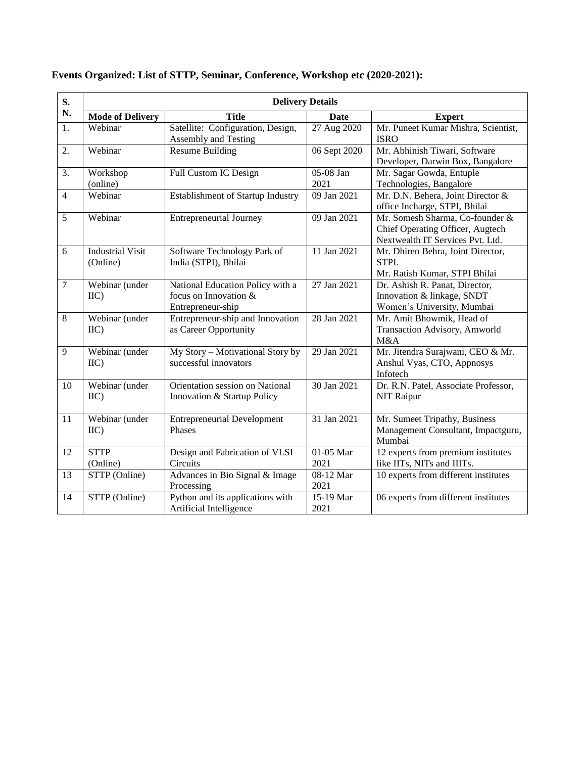**Events Organized: List of STTP, Seminar, Conference, Workshop etc (2020-2021):**

| S. N. | Delivery Details | | | |
|---|---|---|---|---|
| | **Mode of Delivery** | **Title** | **Date** | **Expert** |
| 1. | Webinar | Satellite: Configuration, Design, Assembly and Testing | 27 Aug 2020 | Mr. Puneet Kumar Mishra, Scientist, ISRO |
| 2. | Webinar | Resume Building | 06 Sept 2020 | Mr. Abhinish Tiwari, Software Developer, Darwin Box, Bangalore |
| 3. | Workshop (online) | Full Custom IC Design | 05-08 Jan 2021 | Mr. Sagar Gowda, Entuple Technologies, Bangalore |
| 4 | Webinar | Establishment of Startup Industry | 09 Jan 2021 | Mr. D.N. Behera, Joint Director & office Incharge, STPI, Bhilai |
| 5 | Webinar | Entrepreneurial Journey | 09 Jan 2021 | Mr. Somesh Sharma, Co-founder & Chief Operating Officer, Augtech Nextwealth IT Services Pvt. Ltd. |
| 6 | Industrial Visit (Online) | Software Technology Park of India (STPI), Bhilai | 11 Jan 2021 | Mr. Dhiren Behra, Joint Director, STPI. Mr. Ratish Kumar, STPI Bhilai |
| 7 | Webinar (under IIC) | National Education Policy with a focus on Innovation & Entrepreneur-ship | 27 Jan 2021 | Dr. Ashish R. Panat, Director, Innovation & linkage, SNDT Women's University, Mumbai |
| 8 | Webinar (under IIC) | Entrepreneur-ship and Innovation as Career Opportunity | 28 Jan 2021 | Mr. Amit Bhowmik, Head of Transaction Advisory, Amworld M&A |
| 9 | Webinar (under IIC) | My Story – Motivational Story by successful innovators | 29 Jan 2021 | Mr. Jitendra Surajwani, CEO & Mr. Anshul Vyas, CTO, Appnosys Infotech |
| 10 | Webinar (under IIC) | Orientation session on National Innovation & Startup Policy | 30 Jan 2021 | Dr. R.N. Patel, Associate Professor, NIT Raipur |
| 11 | Webinar (under IIC) | Entrepreneurial Development Phases | 31 Jan 2021 | Mr. Sumeet Tripathy, Business Management Consultant, Impactguru, Mumbai |
| 12 | STTP (Online) | Design and Fabrication of VLSI Circuits | 01-05 Mar 2021 | 12 experts from premium institutes like IITs, NITs and IIITs. |
| 13 | STTP (Online) | Advances in Bio Signal & Image Processing | 08-12 Mar 2021 | 10 experts from different institutes |
| 14 | STTP (Online) | Python and its applications with Artificial Intelligence | 15-19 Mar 2021 | 06 experts from different institutes |